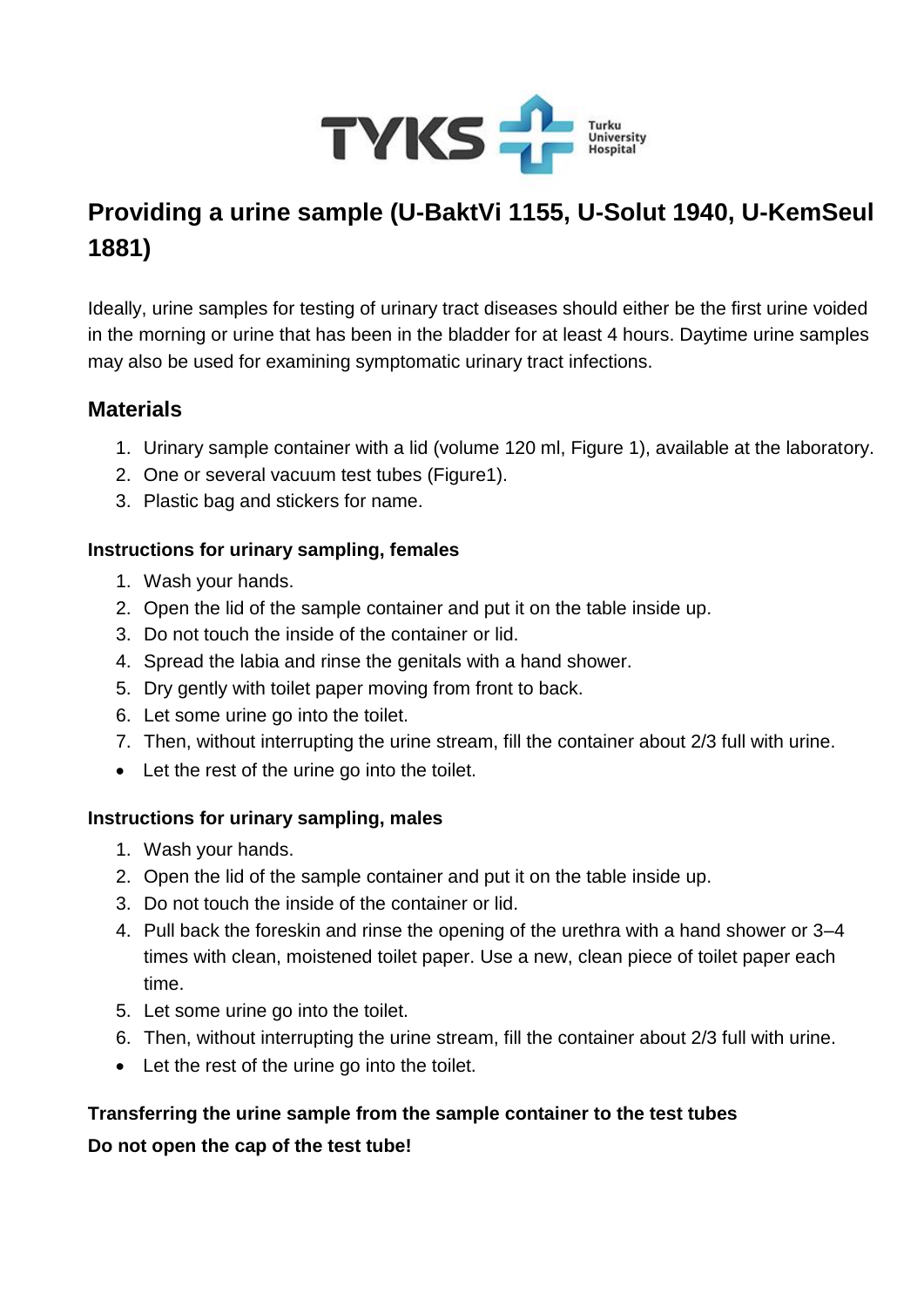# Providing a urine sample (U-BaktVi 1155, U-Solut 1940, U-KemSeul 1881)

Ideally, urine samples for testing of urinary tract diseases should either be the first urine voided in the morning or urine that has been in the bladder for at least 4 hours. Daytime urine samples may also be used for examining symptomatic urinary tract infections.

## Materials

1. Urinary sample container with a lid (volume 120 ml, Figure 1), available at the laboratory.
2. One or several vacuum test tubes (Figure1).
3. Plastic bag and stickers for name.

### Instructions for urinary sampling, females

1. Wash your hands.
2. Open the lid of the sample container and put it on the table inside up.
3. Do not touch the inside of the container or lid.
4. Spread the labia and rinse the genitals with a hand shower.
5. Dry gently with toilet paper moving from front to back.
6. Let some urine go into the toilet.
7. Then, without interrupting the urine stream, fill the container about 2/3 full with urine.

- Let the rest of the urine go into the toilet.

### Instructions for urinary sampling, males

1. Wash your hands.
2. Open the lid of the sample container and put it on the table inside up.
3. Do not touch the inside of the container or lid.
4. Pull back the foreskin and rinse the opening of the urethra with a hand shower or 3–4 times with clean, moistened toilet paper. Use a new, clean piece of toilet paper each time.
5. Let some urine go into the toilet.
6. Then, without interrupting the urine stream, fill the container about 2/3 full with urine.

- Let the rest of the urine go into the toilet.

**Transferring the urine sample from the sample container to the test tubes**

**Do not open the cap of the test tube!**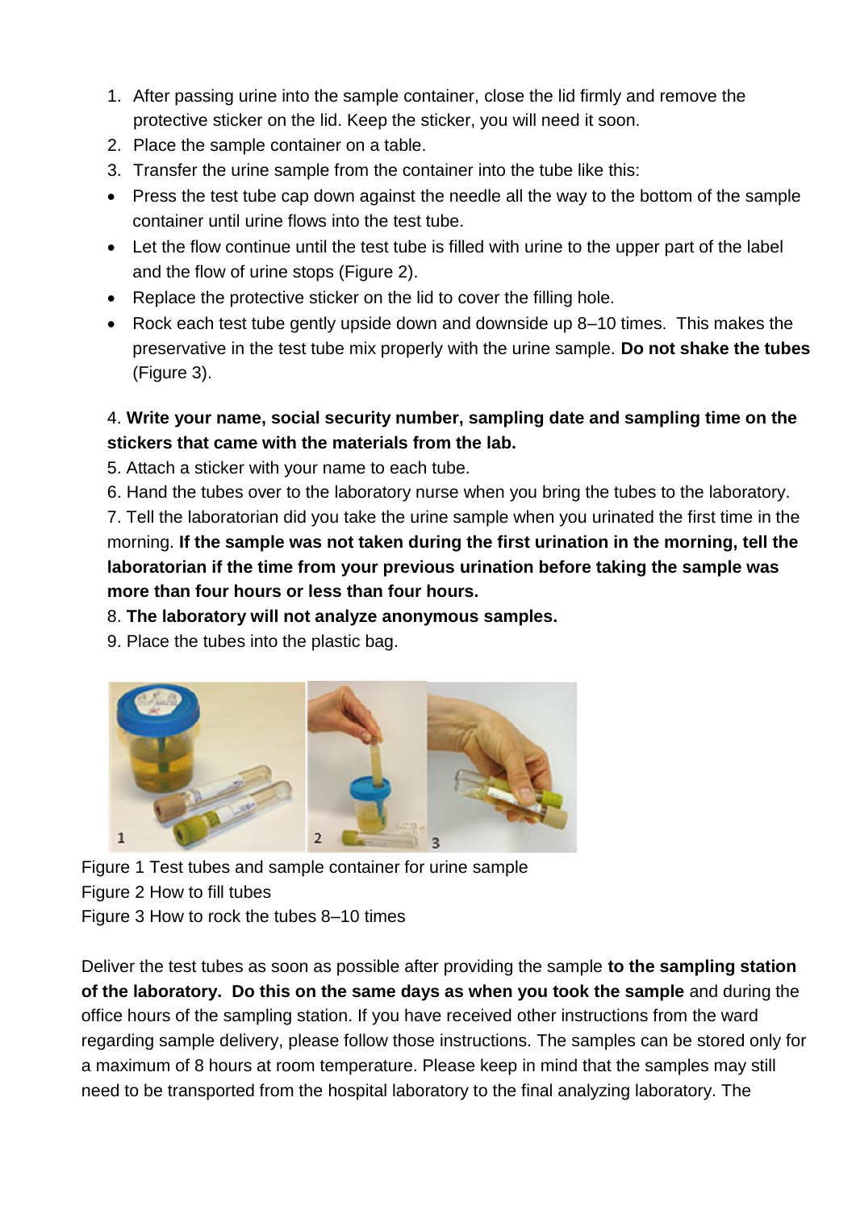1. After passing urine into the sample container, close the lid firmly and remove the protective sticker on the lid. Keep the sticker, you will need it soon.
2. Place the sample container on a table.
3. Transfer the urine sample from the container into the tube like this:

- Press the test tube cap down against the needle all the way to the bottom of the sample container until urine flows into the test tube.
- Let the flow continue until the test tube is filled with urine to the upper part of the label and the flow of urine stops (Figure 2).
- Replace the protective sticker on the lid to cover the filling hole.
- Rock each test tube gently upside down and downside up 8–10 times. This makes the preservative in the test tube mix properly with the urine sample. **Do not shake the tubes** (Figure 3).

4. **Write your name, social security number, sampling date and sampling time on the stickers that came with the materials from the lab.**
5. Attach a sticker with your name to each tube.
6. Hand the tubes over to the laboratory nurse when you bring the tubes to the laboratory.
7. Tell the laboratorian did you take the urine sample when you urinated the first time in the morning. **If the sample was not taken during the first urination in the morning, tell the laboratorian if the time from your previous urination before taking the sample was more than four hours or less than four hours.**
8. **The laboratory will not analyze anonymous samples.**
9. Place the tubes into the plastic bag.

Figure 1 Test tubes and sample container for urine sample
Figure 2 How to fill tubes
Figure 3 How to rock the tubes 8–10 times

Deliver the test tubes as soon as possible after providing the sample **to the sampling station of the laboratory. Do this on the same days as when you took the sample** and during the office hours of the sampling station. If you have received other instructions from the ward regarding sample delivery, please follow those instructions. The samples can be stored only for a maximum of 8 hours at room temperature. Please keep in mind that the samples may still need to be transported from the hospital laboratory to the final analyzing laboratory. The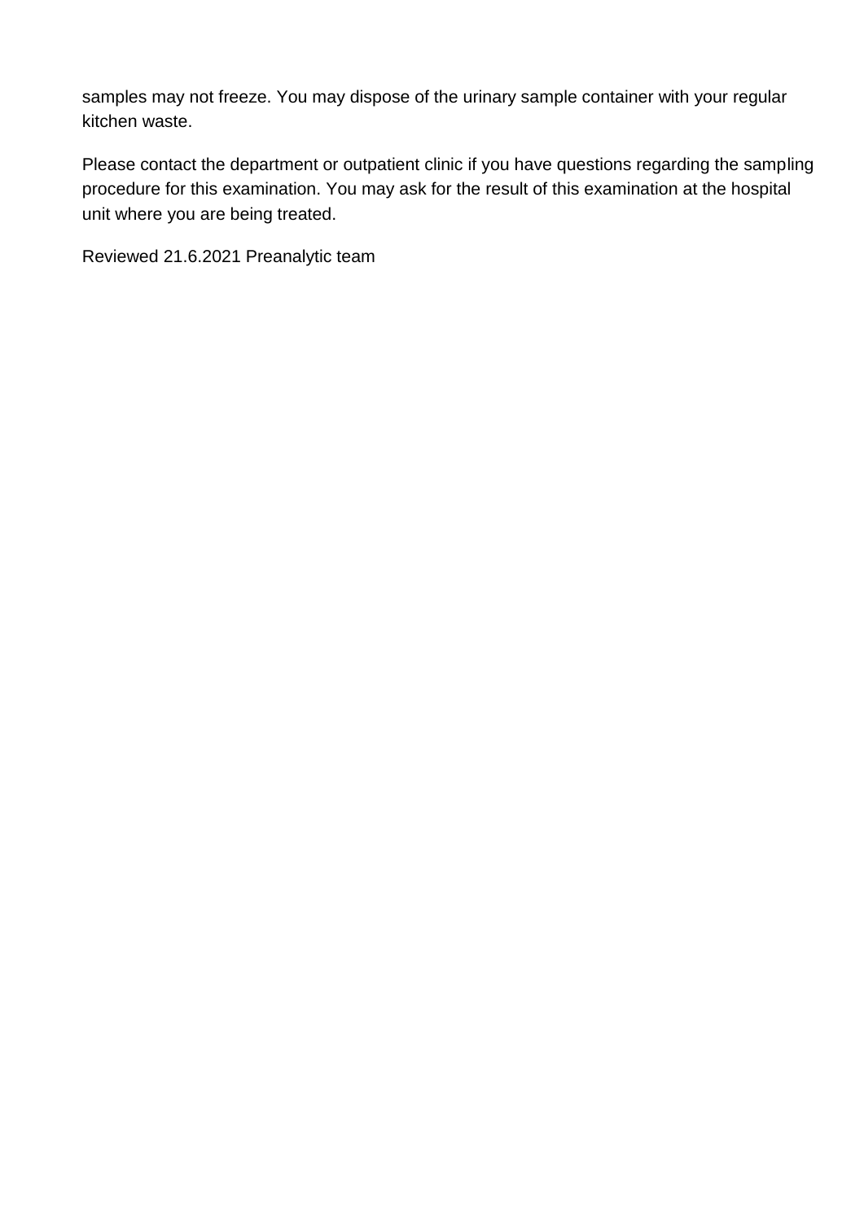samples may not freeze. You may dispose of the urinary sample container with your regular kitchen waste.

Please contact the department or outpatient clinic if you have questions regarding the sampling procedure for this examination. You may ask for the result of this examination at the hospital unit where you are being treated.

Reviewed 21.6.2021 Preanalytic team